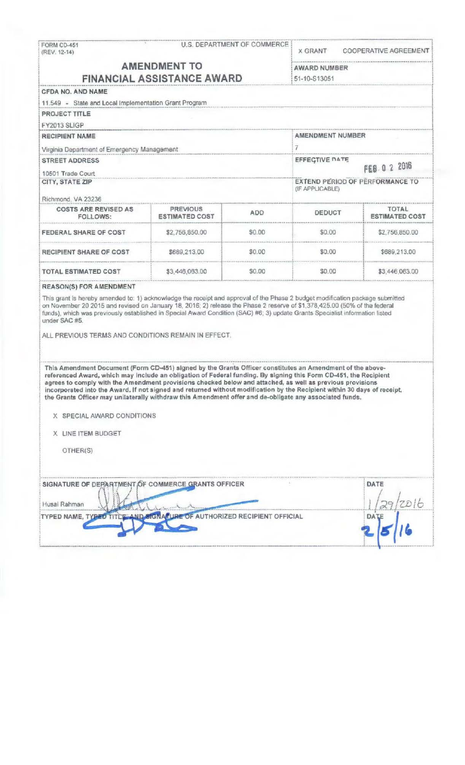FORM CD-451
(REV. 12-14)

U.S. DEPARTMENT OF COMMERCE

X GRANT    COOPERATIVE AGREEMENT

# AMENDMENT TO FINANCIAL ASSISTANCE AWARD

**AWARD NUMBER**
51-10-S13051

**CFDA NO. AND NAME**
11.549 - State and Local Implementation Grant Program

**PROJECT TITLE**
FY2013 SLIGP

**RECIPIENT NAME**
Virginia Department of Emergency Management

**AMENDMENT NUMBER**
7

**STREET ADDRESS**
10501 Trade Court

**EFFECTIVE DATE**
FEB 0 2 2016

**CITY, STATE ZIP**
Richmond, VA 23236

**EXTEND PERIOD OF PERFORMANCE TO (IF APPLICABLE)**

| COSTS ARE REVISED AS FOLLOWS: | PREVIOUS ESTIMATED COST | ADD | DEDUCT | TOTAL ESTIMATED COST |
|---|---|---|---|---|
| FEDERAL SHARE OF COST | $2,756,850.00 | $0.00 | $0.00 | $2,756,850.00 |
| RECIPIENT SHARE OF COST | $689,213.00 | $0.00 | $0.00 | $689,213.00 |
| TOTAL ESTIMATED COST | $3,446,063.00 | $0.00 | $0.00 | $3,446,063.00 |

**REASON(S) FOR AMENDMENT**

This grant is hereby amended to: 1) acknowledge the receipt and approval of the Phase 2 budget modification package submitted on November 20 2015 and revised on January 18, 2016; 2) release the Phase 2 reserve of $1,378,425.00 (50% of the federal funds), which was previously established in Special Award Condition (SAC) #6; 3) update Grants Specialist information listed under SAC #5.

ALL PREVIOUS TERMS AND CONDITIONS REMAIN IN EFFECT.

**This Amendment Document (Form CD-451) signed by the Grants Officer constitutes an Amendment of the above-referenced Award, which may include an obligation of Federal funding. By signing this Form CD-451, the Recipient agrees to comply with the Amendment provisions checked below and attached, as well as previous provisions incorporated into the Award. If not signed and returned without modification by the Recipient within 30 days of receipt, the Grants Officer may unilaterally withdraw this Amendment offer and de-obligate any associated funds.**

X SPECIAL AWARD CONDITIONS

X LINE ITEM BUDGET

OTHER(S)

**SIGNATURE OF DEPARTMENT OF COMMERCE GRANTS OFFICER**
Husai Rahman

**DATE**
1/29/2016

**TYPED NAME, TYPED TITLE, AND SIGNATURE OF AUTHORIZED RECIPIENT OFFICIAL**

**DATE**
2/5/16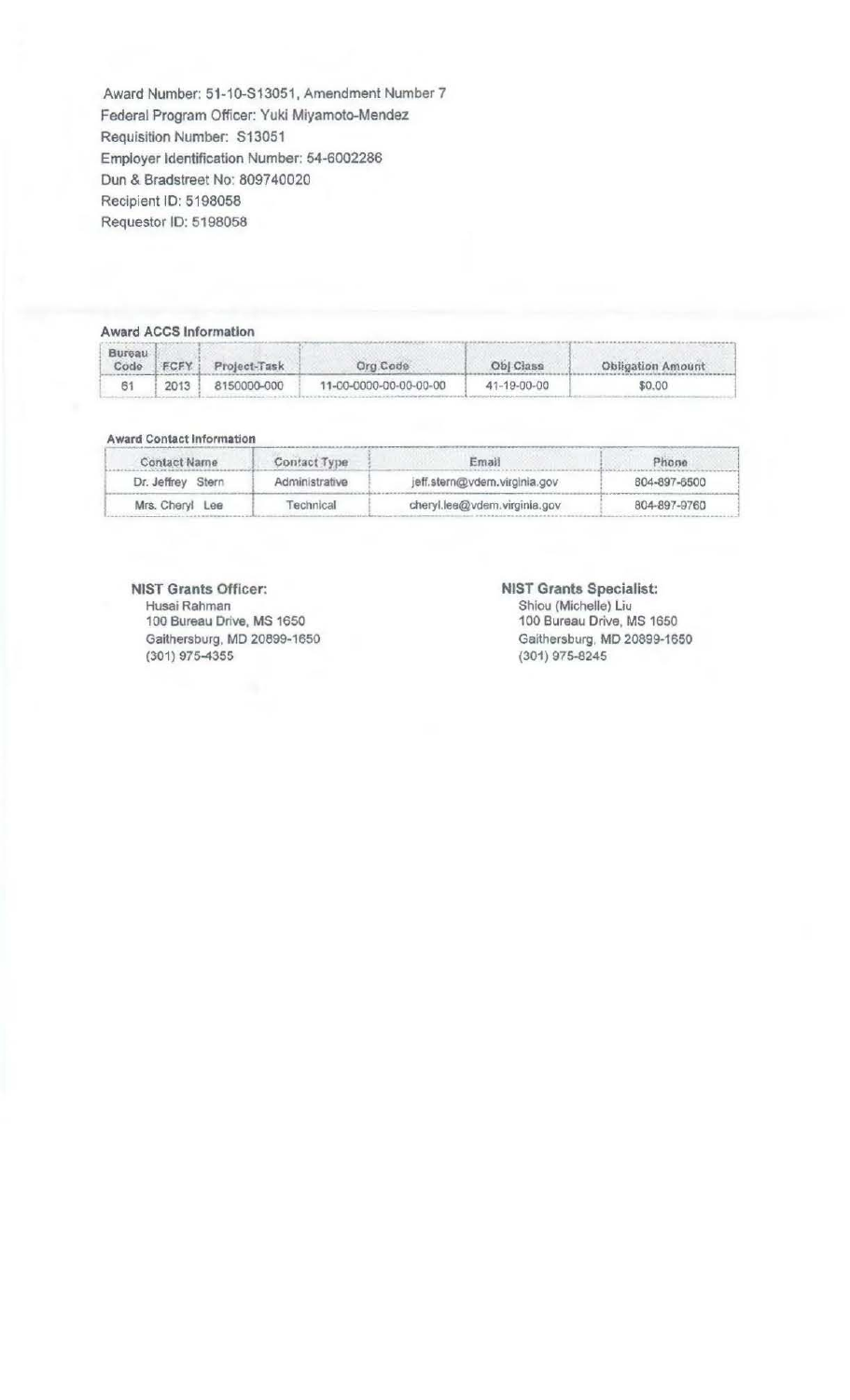Award Number: 51-10-S13051, Amendment Number 7
Federal Program Officer: Yuki Miyamoto-Mendez
Requisition Number: S13051
Employer Identification Number: 54-6002286
Dun & Bradstreet No: 809740020
Recipient ID: 5198058
Requestor ID: 5198058

**Award ACCS Information**

| Bureau Code | FCFY | Project-Task | Org Code | Obj Class | Obligation Amount |
|---|---|---|---|---|---|
| 61 | 2013 | 8150000-000 | 11-00-0000-00-00-00-00 | 41-19-00-00 | $0.00 |

**Award Contact Information**

| Contact Name | Contact Type | Email | Phone |
|---|---|---|---|
| Dr. Jeffrey Stern | Administrative | jeff.stern@vdem.virginia.gov | 804-897-6500 |
| Mrs. Cheryl Lee | Technical | cheryl.lee@vdem.virginia.gov | 804-897-9760 |

**NIST Grants Officer:**
Husai Rahman
100 Bureau Drive, MS 1650
Gaithersburg, MD 20899-1650
(301) 975-4355

**NIST Grants Specialist:**
Shiou (Michelle) Liu
100 Bureau Drive, MS 1650
Gaithersburg, MD 20899-1650
(301) 975-8245